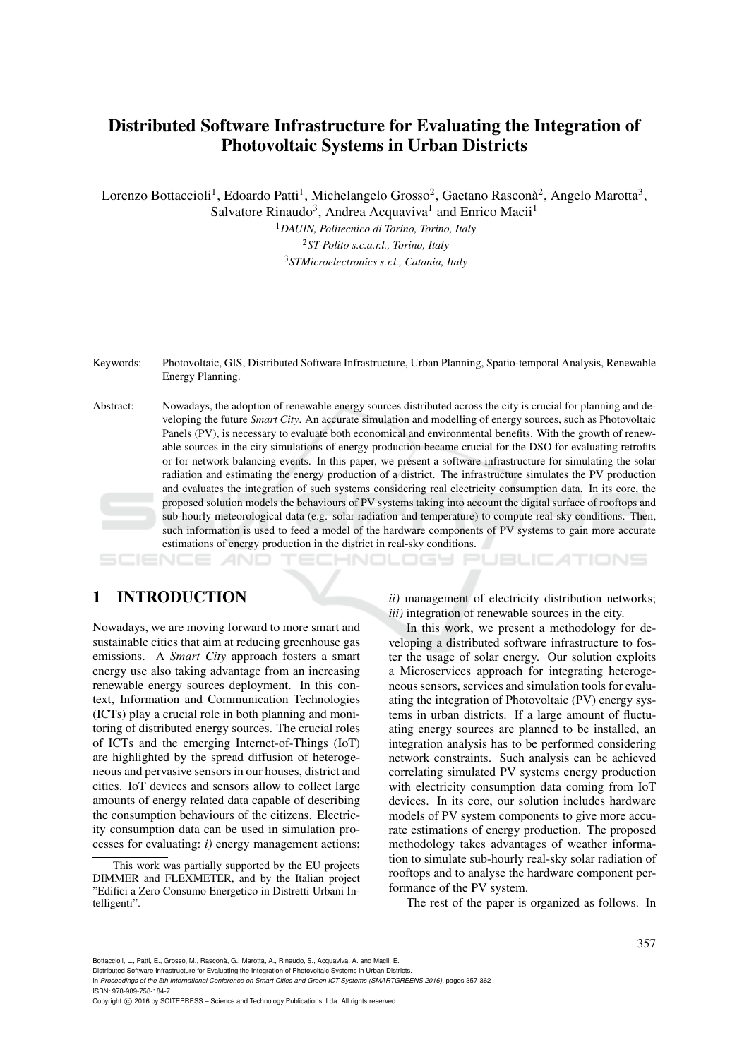# Distributed Software Infrastructure for Evaluating the Integration of Photovoltaic Systems in Urban Districts

Lorenzo Bottaccioli[1], Edoardo Patti[1], Michelangelo Grosso[2], Gaetano Rasconà[2], Angelo Marotta[3], Salvatore Rinaudo[3], Andrea Acquaviva[1] and Enrico Macii[1]

[1]*DAUIN, Politecnico di Torino, Torino, Italy*
[2]*ST-Polito s.c.a.r.l., Torino, Italy*
[3]*STMicroelectronics s.r.l., Catania, Italy*

Keywords: Photovoltaic, GIS, Distributed Software Infrastructure, Urban Planning, Spatio-temporal Analysis, Renewable Energy Planning.

Abstract: Nowadays, the adoption of renewable energy sources distributed across the city is crucial for planning and developing the future *Smart City*. An accurate simulation and modelling of energy sources, such as Photovoltaic Panels (PV), is necessary to evaluate both economical and environmental benefits. With the growth of renewable sources in the city simulations of energy production became crucial for the DSO for evaluating retrofits or for network balancing events. In this paper, we present a software infrastructure for simulating the solar radiation and estimating the energy production of a district. The infrastructure simulates the PV production and evaluates the integration of such systems considering real electricity consumption data. In its core, the proposed solution models the behaviours of PV systems taking into account the digital surface of rooftops and sub-hourly meteorological data (e.g. solar radiation and temperature) to compute real-sky conditions. Then, such information is used to feed a model of the hardware components of PV systems to gain more accurate estimations of energy production in the district in real-sky conditions.

## 1 INTRODUCTION

Nowadays, we are moving forward to more smart and sustainable cities that aim at reducing greenhouse gas emissions. A *Smart City* approach fosters a smart energy use also taking advantage from an increasing renewable energy sources deployment. In this context, Information and Communication Technologies (ICTs) play a crucial role in both planning and monitoring of distributed energy sources. The crucial roles of ICTs and the emerging Internet-of-Things (IoT) are highlighted by the spread diffusion of heterogeneous and pervasive sensors in our houses, district and cities. IoT devices and sensors allow to collect large amounts of energy related data capable of describing the consumption behaviours of the citizens. Electricity consumption data can be used in simulation processes for evaluating: *i)* energy management actions; *ii)* management of electricity distribution networks; *iii)* integration of renewable sources in the city.

In this work, we present a methodology for developing a distributed software infrastructure to foster the usage of solar energy. Our solution exploits a Microservices approach for integrating heterogeneous sensors, services and simulation tools for evaluating the integration of Photovoltaic (PV) energy systems in urban districts. If a large amount of fluctuating energy sources are planned to be installed, an integration analysis has to be performed considering network constraints. Such analysis can be achieved correlating simulated PV systems energy production with electricity consumption data coming from IoT devices. In its core, our solution includes hardware models of PV system components to give more accurate estimations of energy production. The proposed methodology takes advantages of weather information to simulate sub-hourly real-sky solar radiation of rooftops and to analyse the hardware component performance of the PV system.

The rest of the paper is organized as follows. In

This work was partially supported by the EU projects DIMMER and FLEXMETER, and by the Italian project "Edifici a Zero Consumo Energetico in Distretti Urbani Intelligenti".

Bottaccioli, L., Patti, E., Grosso, M., Rasconà, G., Marotta, A., Rinaudo, S., Acquaviva, A. and Macii, E.
Distributed Software Infrastructure for Evaluating the Integration of Photovoltaic Systems in Urban Districts.
In *Proceedings of the 5th International Conference on Smart Cities and Green ICT Systems (SMARTGREENS 2016)*, pages 357-362
ISBN: 978-989-758-184-7
Copyright © 2016 by SCITEPRESS – Science and Technology Publications, Lda. All rights reserved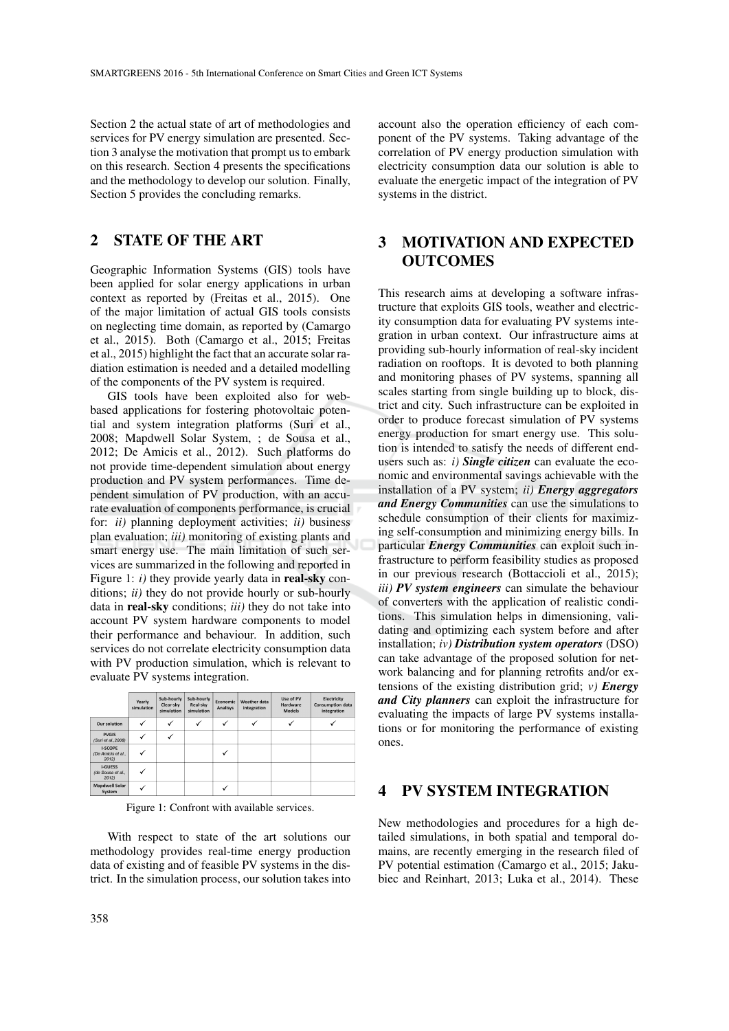Section 2 the actual state of art of methodologies and services for PV energy simulation are presented. Section 3 analyse the motivation that prompt us to embark on this research. Section 4 presents the specifications and the methodology to develop our solution. Finally, Section 5 provides the concluding remarks.

## 2 STATE OF THE ART

Geographic Information Systems (GIS) tools have been applied for solar energy applications in urban context as reported by (Freitas et al., 2015). One of the major limitation of actual GIS tools consists on neglecting time domain, as reported by (Camargo et al., 2015). Both (Camargo et al., 2015; Freitas et al., 2015) highlight the fact that an accurate solar radiation estimation is needed and a detailed modelling of the components of the PV system is required.

GIS tools have been exploited also for web-based applications for fostering photovoltaic potential and system integration platforms (Suri et al., 2008; Mapdwell Solar System, ; de Sousa et al., 2012; De Amicis et al., 2012). Such platforms do not provide time-dependent simulation about energy production and PV system performances. Time dependent simulation of PV production, with an accurate evaluation of components performance, is crucial for: *ii)* planning deployment activities; *ii)* business plan evaluation; *iii)* monitoring of existing plants and smart energy use. The main limitation of such services are summarized in the following and reported in Figure 1: *i)* they provide yearly data in **real-sky** conditions; *ii)* they do not provide hourly or sub-hourly data in **real-sky** conditions; *iii)* they do not take into account PV system hardware components to model their performance and behaviour. In addition, such services do not correlate electricity consumption data with PV production simulation, which is relevant to evaluate PV systems integration.

| | Yearly simulation | Sub-hourly Clear-sky simulation | Sub-hourly Real-sky simulation | Economic Analisys | Weather data integration | Use of PV Hardware Models | Electricity Consumption data integration |
|---|---|---|---|---|---|---|---|
| Our solution | ✓ | ✓ | ✓ | ✓ | ✓ | ✓ | ✓ |
| PVGIS (Suri et al.,2008) | ✓ | ✓ | | | | | |
| I-SCOPE (De Amicis et al., 2012) | ✓ | | | ✓ | | | |
| i-GUESS (de Sousa et al., 2012) | ✓ | | | | | | |
| Mapdwell Solar System | ✓ | | | ✓ | | | |

Figure 1: Confront with available services.

With respect to state of the art solutions our methodology provides real-time energy production data of existing and of feasible PV systems in the district. In the simulation process, our solution takes into account also the operation efficiency of each component of the PV systems. Taking advantage of the correlation of PV energy production simulation with electricity consumption data our solution is able to evaluate the energetic impact of the integration of PV systems in the district.

## 3 MOTIVATION AND EXPECTED OUTCOMES

This research aims at developing a software infrastructure that exploits GIS tools, weather and electricity consumption data for evaluating PV systems integration in urban context. Our infrastructure aims at providing sub-hourly information of real-sky incident radiation on rooftops. It is devoted to both planning and monitoring phases of PV systems, spanning all scales starting from single building up to block, district and city. Such infrastructure can be exploited in order to produce forecast simulation of PV systems energy production for smart energy use. This solution is intended to satisfy the needs of different end-users such as: *i)* ***Single citizen*** can evaluate the economic and environmental savings achievable with the installation of a PV system; *ii)* ***Energy aggregators and Energy Communities*** can use the simulations to schedule consumption of their clients for maximizing self-consumption and minimizing energy bills. In particular ***Energy Communities*** can exploit such infrastructure to perform feasibility studies as proposed in our previous research (Bottaccioli et al., 2015); *iii)* ***PV system engineers*** can simulate the behaviour of converters with the application of realistic conditions. This simulation helps in dimensioning, validating and optimizing each system before and after installation; *iv)* ***Distribution system operators*** (DSO) can take advantage of the proposed solution for network balancing and for planning retrofits and/or extensions of the existing distribution grid; *v)* ***Energy and City planners*** can exploit the infrastructure for evaluating the impacts of large PV systems installations or for monitoring the performance of existing ones.

## 4 PV SYSTEM INTEGRATION

New methodologies and procedures for a high detailed simulations, in both spatial and temporal domains, are recently emerging in the research filed of PV potential estimation (Camargo et al., 2015; Jakubiec and Reinhart, 2013; Luka et al., 2014). These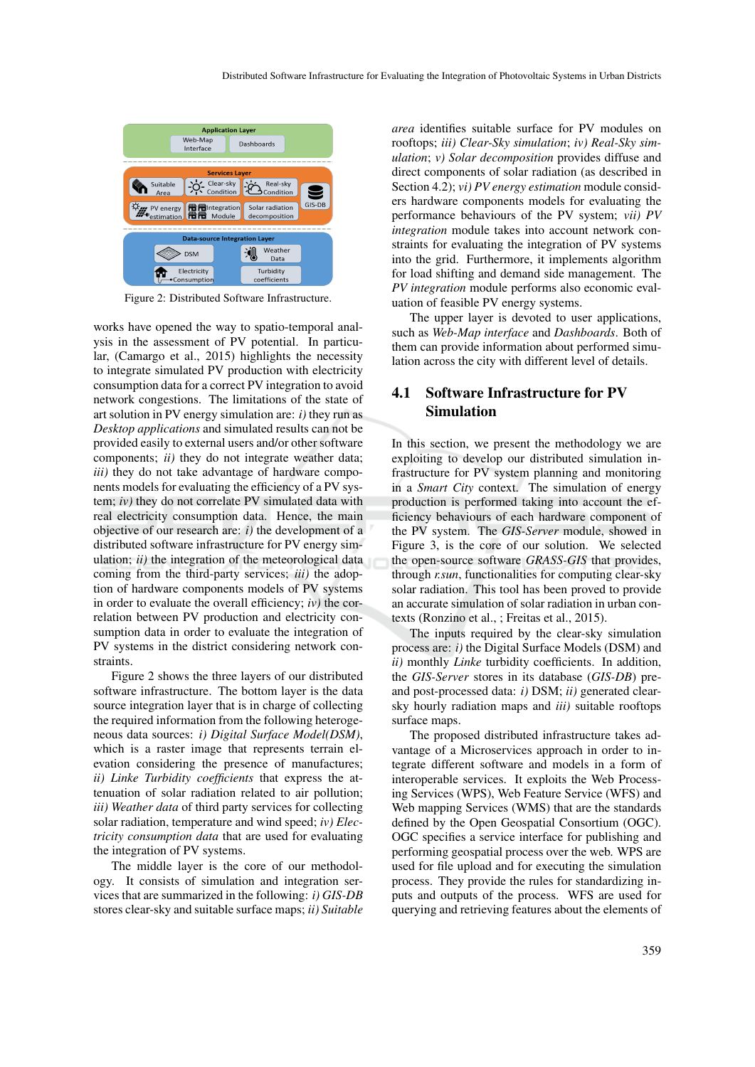Figure 2: Distributed Software Infrastructure.

works have opened the way to spatio-temporal analysis in the assessment of PV potential. In particular, (Camargo et al., 2015) highlights the necessity to integrate simulated PV production with electricity consumption data for a correct PV integration to avoid network congestions. The limitations of the state of art solution in PV energy simulation are: *i)* they run as *Desktop applications* and simulated results can not be provided easily to external users and/or other software components; *ii)* they do not integrate weather data; *iii)* they do not take advantage of hardware components models for evaluating the efficiency of a PV system; *iv)* they do not correlate PV simulated data with real electricity consumption data. Hence, the main objective of our research are: *i)* the development of a distributed software infrastructure for PV energy simulation; *ii)* the integration of the meteorological data coming from the third-party services; *iii)* the adoption of hardware components models of PV systems in order to evaluate the overall efficiency; *iv)* the correlation between PV production and electricity consumption data in order to evaluate the integration of PV systems in the district considering network constraints.

Figure 2 shows the three layers of our distributed software infrastructure. The bottom layer is the data source integration layer that is in charge of collecting the required information from the following heterogeneous data sources: *i) Digital Surface Model(DSM)*, which is a raster image that represents terrain elevation considering the presence of manufactures; *ii) Linke Turbidity coefficients* that express the attenuation of solar radiation related to air pollution; *iii) Weather data* of third party services for collecting solar radiation, temperature and wind speed; *iv) Electricity consumption data* that are used for evaluating the integration of PV systems.

The middle layer is the core of our methodology. It consists of simulation and integration services that are summarized in the following: *i) GIS-DB* stores clear-sky and suitable surface maps; *ii) Suitable area* identifies suitable surface for PV modules on rooftops; *iii) Clear-Sky simulation*; *iv) Real-Sky simulation*; *v) Solar decomposition* provides diffuse and direct components of solar radiation (as described in Section 4.2); *vi) PV energy estimation* module considers hardware components models for evaluating the performance behaviours of the PV system; *vii) PV integration* module takes into account network constraints for evaluating the integration of PV systems into the grid. Furthermore, it implements algorithm for load shifting and demand side management. The *PV integration* module performs also economic evaluation of feasible PV energy systems.

The upper layer is devoted to user applications, such as *Web-Map interface* and *Dashboards*. Both of them can provide information about performed simulation across the city with different level of details.

## 4.1 Software Infrastructure for PV Simulation

In this section, we present the methodology we are exploiting to develop our distributed simulation infrastructure for PV system planning and monitoring in a *Smart City* context. The simulation of energy production is performed taking into account the efficiency behaviours of each hardware component of the PV system. The *GIS-Server* module, showed in Figure 3, is the core of our solution. We selected the open-source software *GRASS-GIS* that provides, through *r.sun*, functionalities for computing clear-sky solar radiation. This tool has been proved to provide an accurate simulation of solar radiation in urban contexts (Ronzino et al., ; Freitas et al., 2015).

The inputs required by the clear-sky simulation process are: *i)* the Digital Surface Models (DSM) and *ii)* monthly *Linke* turbidity coefficients. In addition, the *GIS-Server* stores in its database (*GIS-DB*) pre- and post-processed data: *i)* DSM; *ii)* generated clear-sky hourly radiation maps and *iii)* suitable rooftops surface maps.

The proposed distributed infrastructure takes advantage of a Microservices approach in order to integrate different software and models in a form of interoperable services. It exploits the Web Processing Services (WPS), Web Feature Service (WFS) and Web mapping Services (WMS) that are the standards defined by the Open Geospatial Consortium (OGC). OGC specifies a service interface for publishing and performing geospatial process over the web. WPS are used for file upload and for executing the simulation process. They provide the rules for standardizing inputs and outputs of the process. WFS are used for querying and retrieving features about the elements of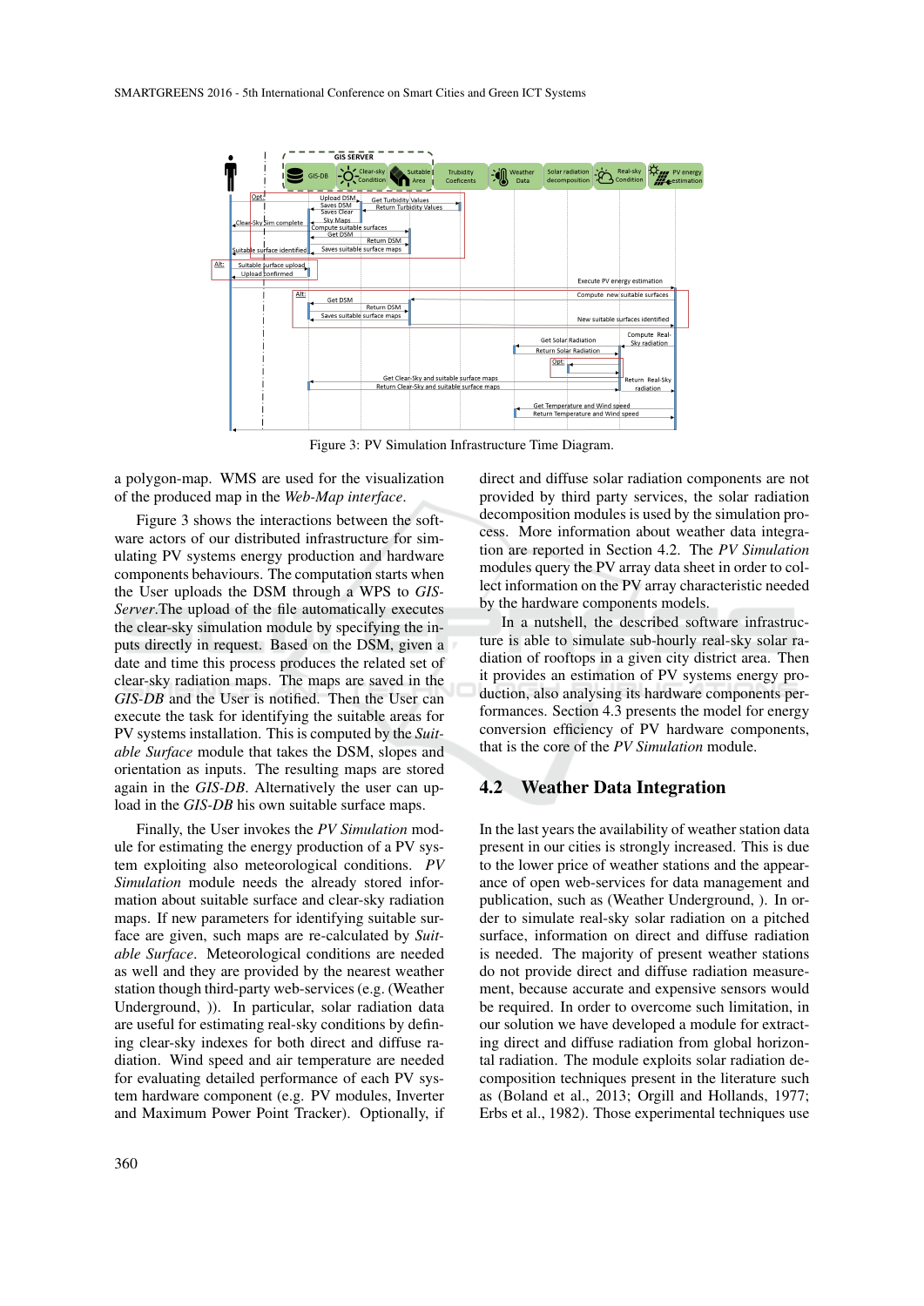Figure 3: PV Simulation Infrastructure Time Diagram.

a polygon-map. WMS are used for the visualization of the produced map in the *Web-Map interface*.

Figure 3 shows the interactions between the software actors of our distributed infrastructure for simulating PV systems energy production and hardware components behaviours. The computation starts when the User uploads the DSM through a WPS to *GIS-Server*.The upload of the file automatically executes the clear-sky simulation module by specifying the inputs directly in request. Based on the DSM, given a date and time this process produces the related set of clear-sky radiation maps. The maps are saved in the *GIS-DB* and the User is notified. Then the User can execute the task for identifying the suitable areas for PV systems installation. This is computed by the *Suitable Surface* module that takes the DSM, slopes and orientation as inputs. The resulting maps are stored again in the *GIS-DB*. Alternatively the user can upload in the *GIS-DB* his own suitable surface maps.

Finally, the User invokes the *PV Simulation* module for estimating the energy production of a PV system exploiting also meteorological conditions. *PV Simulation* module needs the already stored information about suitable surface and clear-sky radiation maps. If new parameters for identifying suitable surface are given, such maps are re-calculated by *Suitable Surface*. Meteorological conditions are needed as well and they are provided by the nearest weather station though third-party web-services (e.g. (Weather Underground, )). In particular, solar radiation data are useful for estimating real-sky conditions by defining clear-sky indexes for both direct and diffuse radiation. Wind speed and air temperature are needed for evaluating detailed performance of each PV system hardware component (e.g. PV modules, Inverter and Maximum Power Point Tracker). Optionally, if direct and diffuse solar radiation components are not provided by third party services, the solar radiation decomposition modules is used by the simulation process. More information about weather data integration are reported in Section 4.2. The *PV Simulation* modules query the PV array data sheet in order to collect information on the PV array characteristic needed by the hardware components models.

In a nutshell, the described software infrastructure is able to simulate sub-hourly real-sky solar radiation of rooftops in a given city district area. Then it provides an estimation of PV systems energy production, also analysing its hardware components performances. Section 4.3 presents the model for energy conversion efficiency of PV hardware components, that is the core of the *PV Simulation* module.

## 4.2 Weather Data Integration

In the last years the availability of weather station data present in our cities is strongly increased. This is due to the lower price of weather stations and the appearance of open web-services for data management and publication, such as (Weather Underground, ). In order to simulate real-sky solar radiation on a pitched surface, information on direct and diffuse radiation is needed. The majority of present weather stations do not provide direct and diffuse radiation measurement, because accurate and expensive sensors would be required. In order to overcome such limitation, in our solution we have developed a module for extracting direct and diffuse radiation from global horizontal radiation. The module exploits solar radiation decomposition techniques present in the literature such as (Boland et al., 2013; Orgill and Hollands, 1977; Erbs et al., 1982). Those experimental techniques use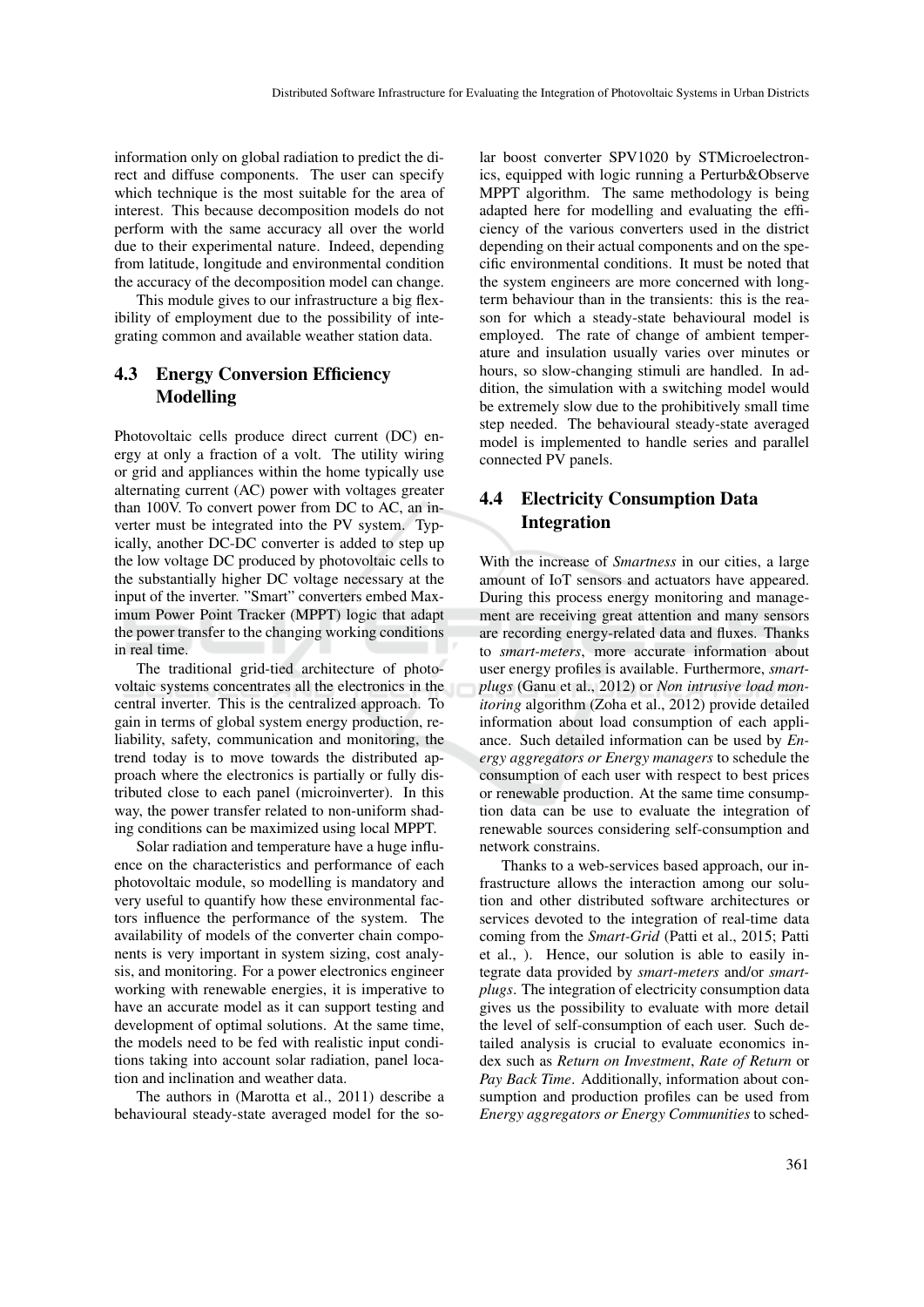information only on global radiation to predict the direct and diffuse components. The user can specify which technique is the most suitable for the area of interest. This because decomposition models do not perform with the same accuracy all over the world due to their experimental nature. Indeed, depending from latitude, longitude and environmental condition the accuracy of the decomposition model can change.

This module gives to our infrastructure a big flexibility of employment due to the possibility of integrating common and available weather station data.

### 4.3 Energy Conversion Efficiency Modelling

Photovoltaic cells produce direct current (DC) energy at only a fraction of a volt. The utility wiring or grid and appliances within the home typically use alternating current (AC) power with voltages greater than 100V. To convert power from DC to AC, an inverter must be integrated into the PV system. Typically, another DC-DC converter is added to step up the low voltage DC produced by photovoltaic cells to the substantially higher DC voltage necessary at the input of the inverter. "Smart" converters embed Maximum Power Point Tracker (MPPT) logic that adapt the power transfer to the changing working conditions in real time.

The traditional grid-tied architecture of photovoltaic systems concentrates all the electronics in the central inverter. This is the centralized approach. To gain in terms of global system energy production, reliability, safety, communication and monitoring, the trend today is to move towards the distributed approach where the electronics is partially or fully distributed close to each panel (microinverter). In this way, the power transfer related to non-uniform shading conditions can be maximized using local MPPT.

Solar radiation and temperature have a huge influence on the characteristics and performance of each photovoltaic module, so modelling is mandatory and very useful to quantify how these environmental factors influence the performance of the system. The availability of models of the converter chain components is very important in system sizing, cost analysis, and monitoring. For a power electronics engineer working with renewable energies, it is imperative to have an accurate model as it can support testing and development of optimal solutions. At the same time, the models need to be fed with realistic input conditions taking into account solar radiation, panel location and inclination and weather data.

The authors in (Marotta et al., 2011) describe a behavioural steady-state averaged model for the solar boost converter SPV1020 by STMicroelectronics, equipped with logic running a Perturb&Observe MPPT algorithm. The same methodology is being adapted here for modelling and evaluating the efficiency of the various converters used in the district depending on their actual components and on the specific environmental conditions. It must be noted that the system engineers are more concerned with long-term behaviour than in the transients: this is the reason for which a steady-state behavioural model is employed. The rate of change of ambient temperature and insulation usually varies over minutes or hours, so slow-changing stimuli are handled. In addition, the simulation with a switching model would be extremely slow due to the prohibitively small time step needed. The behavioural steady-state averaged model is implemented to handle series and parallel connected PV panels.

### 4.4 Electricity Consumption Data Integration

With the increase of *Smartness* in our cities, a large amount of IoT sensors and actuators have appeared. During this process energy monitoring and management are receiving great attention and many sensors are recording energy-related data and fluxes. Thanks to *smart-meters*, more accurate information about user energy profiles is available. Furthermore, *smart-plugs* (Ganu et al., 2012) or *Non intrusive load monitoring* algorithm (Zoha et al., 2012) provide detailed information about load consumption of each appliance. Such detailed information can be used by *Energy aggregators or Energy managers* to schedule the consumption of each user with respect to best prices or renewable production. At the same time consumption data can be use to evaluate the integration of renewable sources considering self-consumption and network constrains.

Thanks to a web-services based approach, our infrastructure allows the interaction among our solution and other distributed software architectures or services devoted to the integration of real-time data coming from the *Smart-Grid* (Patti et al., 2015; Patti et al., ). Hence, our solution is able to easily integrate data provided by *smart-meters* and/or *smart-plugs*. The integration of electricity consumption data gives us the possibility to evaluate with more detail the level of self-consumption of each user. Such detailed analysis is crucial to evaluate economics index such as *Return on Investment*, *Rate of Return* or *Pay Back Time*. Additionally, information about consumption and production profiles can be used from *Energy aggregators or Energy Communities* to sched-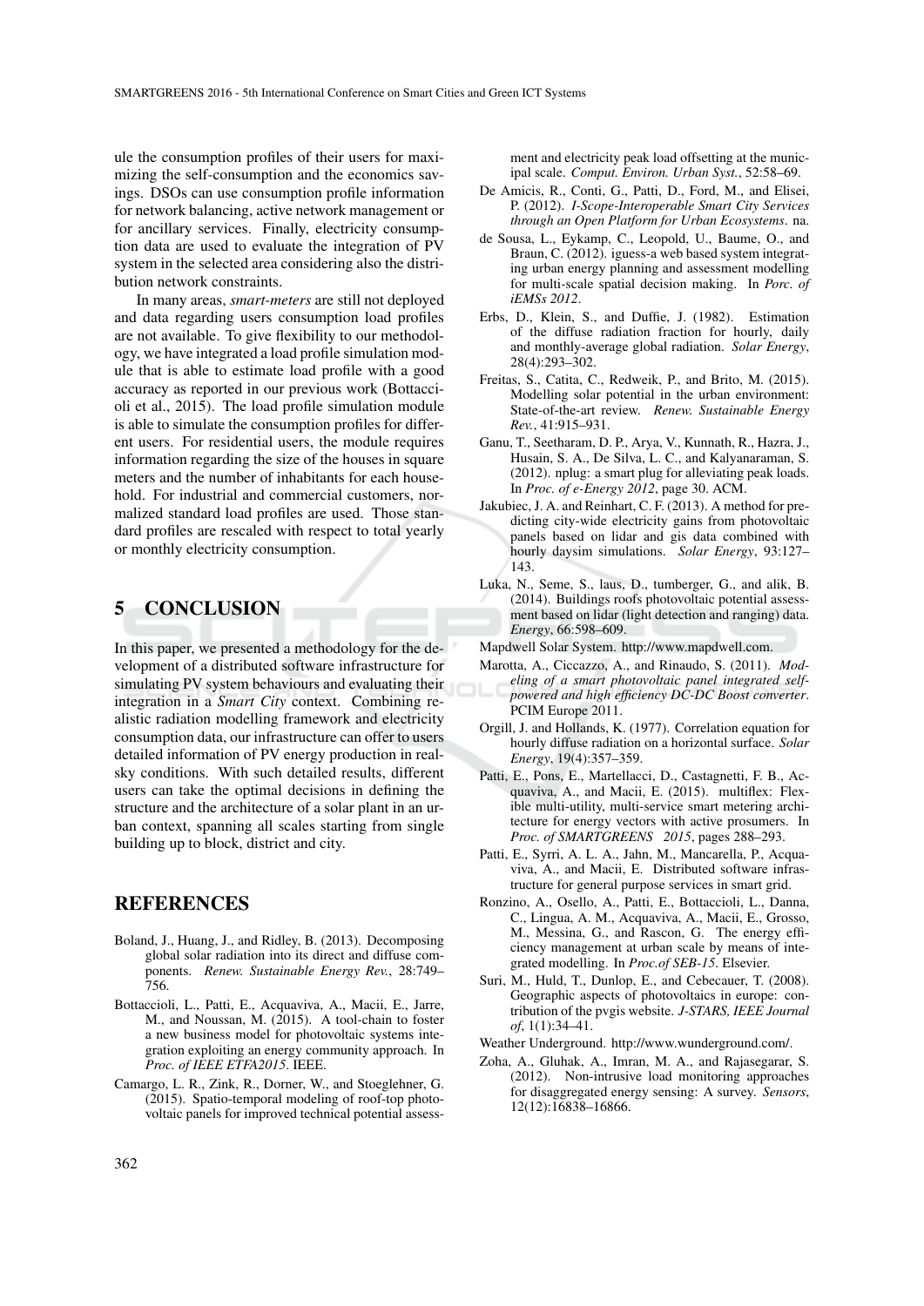ule the consumption profiles of their users for maximizing the self-consumption and the economics savings. DSOs can use consumption profile information for network balancing, active network management or for ancillary services. Finally, electricity consumption data are used to evaluate the integration of PV system in the selected area considering also the distribution network constraints.

In many areas, *smart-meters* are still not deployed and data regarding users consumption load profiles are not available. To give flexibility to our methodology, we have integrated a load profile simulation module that is able to estimate load profile with a good accuracy as reported in our previous work (Bottaccioli et al., 2015). The load profile simulation module is able to simulate the consumption profiles for different users. For residential users, the module requires information regarding the size of the houses in square meters and the number of inhabitants for each household. For industrial and commercial customers, normalized standard load profiles are used. Those standard profiles are rescaled with respect to total yearly or monthly electricity consumption.

## 5 CONCLUSION

In this paper, we presented a methodology for the development of a distributed software infrastructure for simulating PV system behaviours and evaluating their integration in a *Smart City* context. Combining realistic radiation modelling framework and electricity consumption data, our infrastructure can offer to users detailed information of PV energy production in real-sky conditions. With such detailed results, different users can take the optimal decisions in defining the structure and the architecture of a solar plant in an urban context, spanning all scales starting from single building up to block, district and city.

## REFERENCES

Boland, J., Huang, J., and Ridley, B. (2013). Decomposing global solar radiation into its direct and diffuse components. *Renew. Sustainable Energy Rev.*, 28:749–756.

Bottaccioli, L., Patti, E., Acquaviva, A., Macii, E., Jarre, M., and Noussan, M. (2015). A tool-chain to foster a new business model for photovoltaic systems integration exploiting an energy community approach. In *Proc. of IEEE ETFA2015*. IEEE.

Camargo, L. R., Zink, R., Dorner, W., and Stoeglehner, G. (2015). Spatio-temporal modeling of roof-top photovoltaic panels for improved technical potential assessment and electricity peak load offsetting at the municipal scale. *Comput. Environ. Urban Syst.*, 52:58–69.

De Amicis, R., Conti, G., Patti, D., Ford, M., and Elisei, P. (2012). *I-Scope-Interoperable Smart City Services through an Open Platform for Urban Ecosystems*. na.

de Sousa, L., Eykamp, C., Leopold, U., Baume, O., and Braun, C. (2012). iguess-a web based system integrating urban energy planning and assessment modelling for multi-scale spatial decision making. In *Porc. of iEMSs 2012*.

Erbs, D., Klein, S., and Duffie, J. (1982). Estimation of the diffuse radiation fraction for hourly, daily and monthly-average global radiation. *Solar Energy*, 28(4):293–302.

Freitas, S., Catita, C., Redweik, P., and Brito, M. (2015). Modelling solar potential in the urban environment: State-of-the-art review. *Renew. Sustainable Energy Rev.*, 41:915–931.

Ganu, T., Seetharam, D. P., Arya, V., Kunnath, R., Hazra, J., Husain, S. A., De Silva, L. C., and Kalyanaraman, S. (2012). nplug: a smart plug for alleviating peak loads. In *Proc. of e-Energy 2012*, page 30. ACM.

Jakubiec, J. A. and Reinhart, C. F. (2013). A method for predicting city-wide electricity gains from photovoltaic panels based on lidar and gis data combined with hourly daysim simulations. *Solar Energy*, 93:127–143.

Luka, N., Seme, S., laus, D., tumberger, G., and alik, B. (2014). Buildings roofs photovoltaic potential assessment based on lidar (light detection and ranging) data. *Energy*, 66:598–609.

Mapdwell Solar System. http://www.mapdwell.com.

Marotta, A., Ciccazzo, A., and Rinaudo, S. (2011). *Modeling of a smart photovoltaic panel integrated self-powered and high efficiency DC-DC Boost converter*. PCIM Europe 2011.

Orgill, J. and Hollands, K. (1977). Correlation equation for hourly diffuse radiation on a horizontal surface. *Solar Energy*, 19(4):357–359.

Patti, E., Pons, E., Martellacci, D., Castagnetti, F. B., Acquaviva, A., and Macii, E. (2015). multiflex: Flexible multi-utility, multi-service smart metering architecture for energy vectors with active prosumers. In *Proc. of SMARTGREENS 2015*, pages 288–293.

Patti, E., Syrri, A. L. A., Jahn, M., Mancarella, P., Acquaviva, A., and Macii, E. Distributed software infrastructure for general purpose services in smart grid.

Ronzino, A., Osello, A., Patti, E., Bottaccioli, L., Danna, C., Lingua, A. M., Acquaviva, A., Macii, E., Grosso, M., Messina, G., and Rascon, G. The energy efficiency management at urban scale by means of integrated modelling. In *Proc.of SEB-15*. Elsevier.

Suri, M., Huld, T., Dunlop, E., and Cebecauer, T. (2008). Geographic aspects of photovoltaics in europe: contribution of the pvgis website. *J-STARS, IEEE Journal of*, 1(1):34–41.

Weather Underground. http://www.wunderground.com/.

Zoha, A., Gluhak, A., Imran, M. A., and Rajasegarar, S. (2012). Non-intrusive load monitoring approaches for disaggregated energy sensing: A survey. *Sensors*, 12(12):16838–16866.